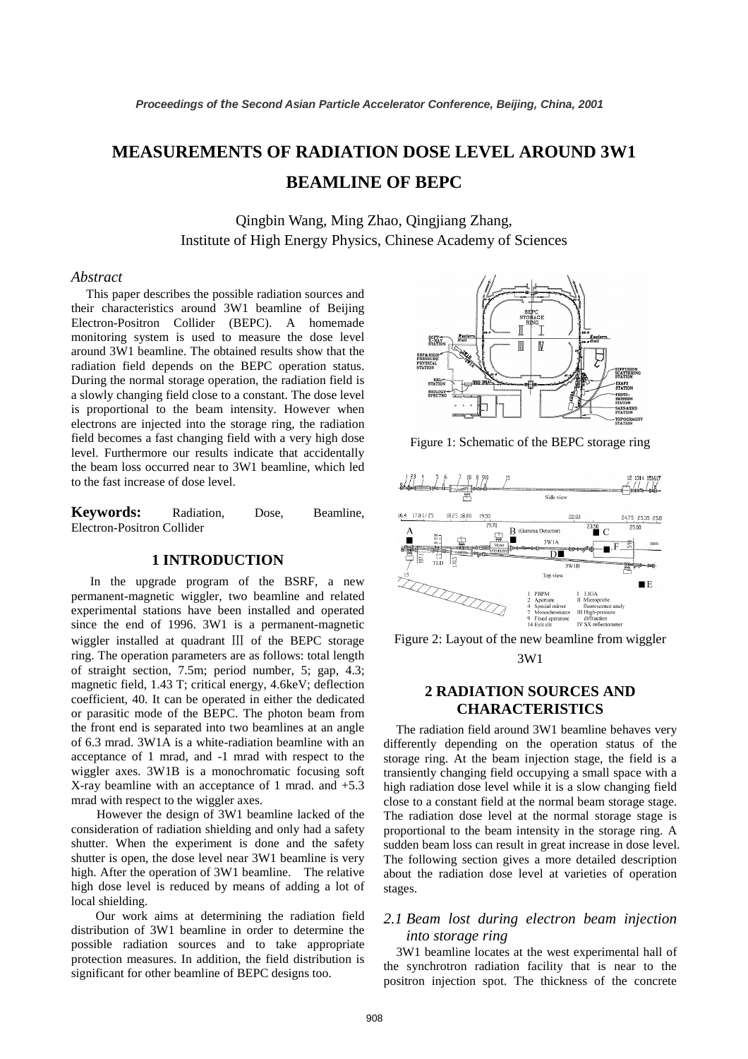# MEASUREMENTS OF RADIATION DOSE LEVEL AROUND 3W1 BEAMLINE OF BEPC

Qingbin Wang, Ming Zhao, Qingjiang Zhang,
Institute of High Energy Physics, Chinese Academy of Sciences

## *Abstract*

This paper describes the possible radiation sources and their characteristics around 3W1 beamline of Beijing Electron-Positron Collider (BEPC). A homemade monitoring system is used to measure the dose level around 3W1 beamline. The obtained results show that the radiation field depends on the BEPC operation status. During the normal storage operation, the radiation field is a slowly changing field close to a constant. The dose level is proportional to the beam intensity. However when electrons are injected into the storage ring, the radiation field becomes a fast changing field with a very high dose level. Furthermore our results indicate that accidentally the beam loss occurred near to 3W1 beamline, which led to the fast increase of dose level.

**Keywords:** Radiation, Dose, Beamline, Electron-Positron Collider

## 1 INTRODUCTION

In the upgrade program of the BSRF, a new permanent-magnetic wiggler, two beamline and related experimental stations have been installed and operated since the end of 1996. 3W1 is a permanent-magnetic wiggler installed at quadrant Ⅲ of the BEPC storage ring. The operation parameters are as follows: total length of straight section, 7.5m; period number, 5; gap, 4.3; magnetic field, 1.43 T; critical energy, 4.6keV; deflection coefficient, 40. It can be operated in either the dedicated or parasitic mode of the BEPC. The photon beam from the front end is separated into two beamlines at an angle of 6.3 mrad. 3W1A is a white-radiation beamline with an acceptance of 1 mrad, and -1 mrad with respect to the wiggler axes. 3W1B is a monochromatic focusing soft X-ray beamline with an acceptance of 1 mrad. and +5.3 mrad with respect to the wiggler axes.

However the design of 3W1 beamline lacked of the consideration of radiation shielding and only had a safety shutter. When the experiment is done and the safety shutter is open, the dose level near 3W1 beamline is very high. After the operation of 3W1 beamline. The relative high dose level is reduced by means of adding a lot of local shielding.

Our work aims at determining the radiation field distribution of 3W1 beamline in order to determine the possible radiation sources and to take appropriate protection measures. In addition, the field distribution is significant for other beamline of BEPC designs too.

Figure 1: Schematic of the BEPC storage ring

Figure 2: Layout of the new beamline from wiggler 3W1

## 2 RADIATION SOURCES AND CHARACTERISTICS

The radiation field around 3W1 beamline behaves very differently depending on the operation status of the storage ring. At the beam injection stage, the field is a transiently changing field occupying a small space with a high radiation dose level while it is a slow changing field close to a constant field at the normal beam storage stage. The radiation dose level at the normal storage stage is proportional to the beam intensity in the storage ring. A sudden beam loss can result in great increase in dose level. The following section gives a more detailed description about the radiation dose level at varieties of operation stages.

### *2.1 Beam lost during electron beam injection into storage ring*

3W1 beamline locates at the west experimental hall of the synchrotron radiation facility that is near to the positron injection spot. The thickness of the concrete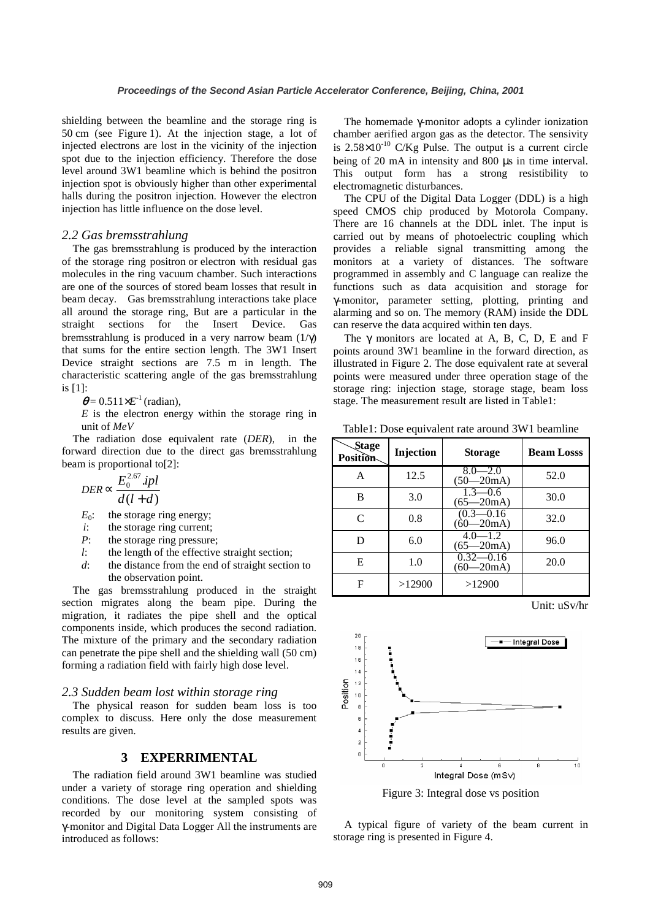shielding between the beamline and the storage ring is 50 cm (see Figure 1). At the injection stage, a lot of injected electrons are lost in the vicinity of the injection spot due to the injection efficiency. Therefore the dose level around 3W1 beamline which is behind the positron injection spot is obviously higher than other experimental halls during the positron injection. However the electron injection has little influence on the dose level.

### *2.2 Gas bremsstrahlung*

The gas bremsstrahlung is produced by the interaction of the storage ring positron or electron with residual gas molecules in the ring vacuum chamber. Such interactions are one of the sources of stored beam losses that result in beam decay. Gas bremsstrahlung interactions take place all around the storage ring, But are a particular in the straight sections for the Insert Device. Gas bremsstrahlung is produced in a very narrow beam ($1/\gamma$) that sums for the entire section length. The 3W1 Insert Device straight sections are 7.5 m in length. The characteristic scattering angle of the gas bremsstrahlung is [1]:

$\theta = 0.511 \times E^{-1}$ (radian),

*E* is the electron energy within the storage ring in unit of *MeV*

The radiation dose equivalent rate (*DER*), in the forward direction due to the direct gas bremsstrahlung beam is proportional to[2]:

$$DER \propto \frac{E_0^{2.67}.ipl}{d(l+d)}$$

- $E_0$: the storage ring energy;
- $i$: the storage ring current;
- $P$: the storage ring pressure;
- $l$: the length of the effective straight section;
- $d$: the distance from the end of straight section to the observation point.

The gas bremsstrahlung produced in the straight section migrates along the beam pipe. During the migration, it radiates the pipe shell and the optical components inside, which produces the second radiation. The mixture of the primary and the secondary radiation can penetrate the pipe shell and the shielding wall (50 cm) forming a radiation field with fairly high dose level.

### *2.3 Sudden beam lost within storage ring*

The physical reason for sudden beam loss is too complex to discuss. Here only the dose measurement results are given.

## 3 EXPERRIMENTAL

The radiation field around 3W1 beamline was studied under a variety of storage ring operation and shielding conditions. The dose level at the sampled spots was recorded by our monitoring system consisting of $\gamma$-monitor and Digital Data Logger All the instruments are introduced as follows:

The homemade $\gamma$-monitor adopts a cylinder ionization chamber aerified argon gas as the detector. The sensivity is $2.58 \times 10^{-10}$ C/Kg Pulse. The output is a current circle being of 20 mA in intensity and 800 µs in time interval. This output form has a strong resistibility to electromagnetic disturbances.

The CPU of the Digital Data Logger (DDL) is a high speed CMOS chip produced by Motorola Company. There are 16 channels at the DDL inlet. The input is carried out by means of photoelectric coupling which provides a reliable signal transmitting among the monitors at a variety of distances. The software programmed in assembly and C language can realize the functions such as data acquisition and storage for $\gamma$-monitor, parameter setting, plotting, printing and alarming and so on. The memory (RAM) inside the DDL can reserve the data acquired within ten days.

The $\gamma$ monitors are located at A, B, C, D, E and F points around 3W1 beamline in the forward direction, as illustrated in Figure 2. The dose equivalent rate at several points were measured under three operation stage of the storage ring: injection stage, storage stage, beam loss stage. The measurement result are listed in Table1:

Table1: Dose equivalent rate around 3W1 beamline

| Stage / Position | Injection | Storage | Beam Losss |
|---|---|---|---|
| A | 12.5 | 8.0—2.0 (50—20mA) | 52.0 |
| B | 3.0 | 1.3—0.6 (65—20mA) | 30.0 |
| C | 0.8 | (0.3—0.16 (60—20mA) | 32.0 |
| D | 6.0 | 4.0—1.2 (65—20mA) | 96.0 |
| E | 1.0 | 0.32—0.16 (60—20mA) | 20.0 |
| F | >12900 | >12900 | |

Unit: uSv/hr

Figure 3: Integral dose vs position

A typical figure of variety of the beam current in storage ring is presented in Figure 4.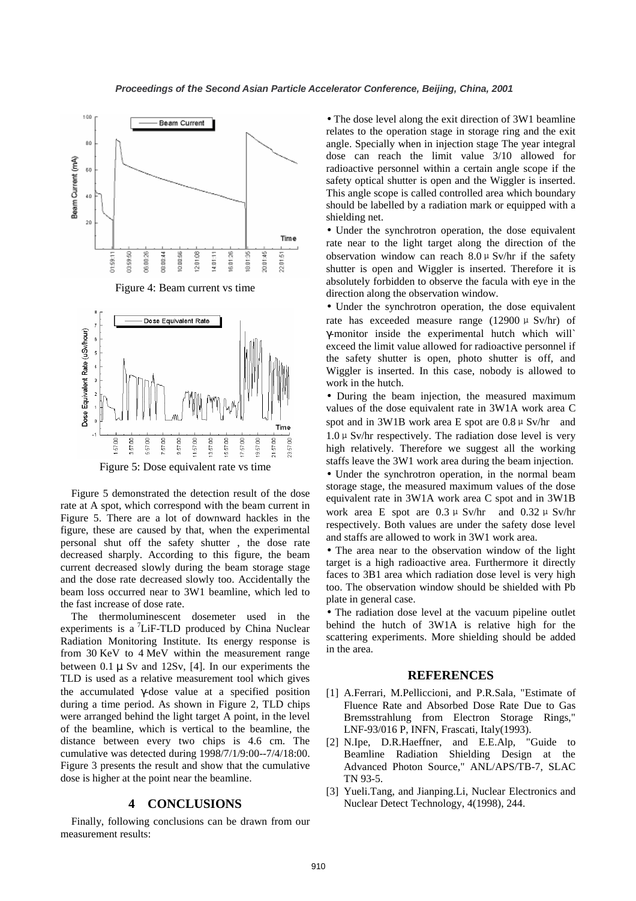Beam Current

Beam Current (mA)

100
80
60
40
20

Time

01:59:11
03:59:50
06:00:26
08:00:44
10:00:56
12:01:08
14:01:11
16:01:26
18:01:36
20:01:45
22:01:51

Figure 4: Beam current vs time

Dose Equivalent Rate

Dose Equivalent Rate (uSv/hour)

8
7
6
5
4
3
2
1
0
-1

Time

1:57:00
3:57:00
5:57:00
7:57:00
9:57:00
11:57:00
13:57:00
15:57:00
17:57:00
19:57:00
21:57:00
23:57:00

Figure 5: Dose equivalent rate vs time

Figure 5 demonstrated the detection result of the dose rate at A spot, which correspond with the beam current in Figure 5. There are a lot of downward hackles in the figure, these are caused by that, when the experimental personal shut off the safety shutter , the dose rate decreased sharply. According to this figure, the beam current decreased slowly during the beam storage stage and the dose rate decreased slowly too. Accidentally the beam loss occurred near to 3W1 beamline, which led to the fast increase of dose rate.

The thermoluminescent dosemeter used in the experiments is a $^{7}$LiF-TLD produced by China Nuclear Radiation Monitoring Institute. Its energy response is from 30 KeV to 4 MeV within the measurement range between 0.1 μ Sv and 12Sv, [4]. In our experiments the TLD is used as a relative measurement tool which gives the accumulated γ-dose value at a specified position during a time period. As shown in Figure 2, TLD chips were arranged behind the light target A point, in the level of the beamline, which is vertical to the beamline, the distance between every two chips is 4.6 cm. The cumulative was detected during 1998/7/1/9:00--7/4/18:00. Figure 3 presents the result and show that the cumulative dose is higher at the point near the beamline.

## 4 CONCLUSIONS

Finally, following conclusions can be drawn from our measurement results:

- The dose level along the exit direction of 3W1 beamline relates to the operation stage in storage ring and the exit angle. Specially when in injection stage The year integral dose can reach the limit value 3/10 allowed for radioactive personnel within a certain angle scope if the safety optical shutter is open and the Wiggler is inserted. This angle scope is called controlled area which boundary should be labelled by a radiation mark or equipped with a shielding net.
- Under the synchrotron operation, the dose equivalent rate near to the light target along the direction of the observation window can reach 8.0 μ Sv/hr if the safety shutter is open and Wiggler is inserted. Therefore it is absolutely forbidden to observe the facula with eye in the direction along the observation window.
- Under the synchrotron operation, the dose equivalent rate has exceeded measure range (12900 μ Sv/hr) of γ-monitor inside the experimental hutch which will` exceed the limit value allowed for radioactive personnel if the safety shutter is open, photo shutter is off, and Wiggler is inserted. In this case, nobody is allowed to work in the hutch.
- During the beam injection, the measured maximum values of the dose equivalent rate in 3W1A work area C spot and in 3W1B work area E spot are 0.8 μ Sv/hr and 1.0 μ Sv/hr respectively. The radiation dose level is very high relatively. Therefore we suggest all the working staffs leave the 3W1 work area during the beam injection.
- Under the synchrotron operation, in the normal beam storage stage, the measured maximum values of the dose equivalent rate in 3W1A work area C spot and in 3W1B work area E spot are 0.3 μ Sv/hr and 0.32 μ Sv/hr respectively. Both values are under the safety dose level and staffs are allowed to work in 3W1 work area.
- The area near to the observation window of the light target is a high radioactive area. Furthermore it directly faces to 3B1 area which radiation dose level is very high too. The observation window should be shielded with Pb plate in general case.
- The radiation dose level at the vacuum pipeline outlet behind the hutch of 3W1A is relative high for the scattering experiments. More shielding should be added in the area.

## REFERENCES

[1] A.Ferrari, M.Pelliccioni, and P.R.Sala, "Estimate of Fluence Rate and Absorbed Dose Rate Due to Gas Bremsstrahlung from Electron Storage Rings," LNF-93/016 P, INFN, Frascati, Italy(1993).

[2] N.Ipe, D.R.Haeffner, and E.E.Alp, "Guide to Beamline Radiation Shielding Design at the Advanced Photon Source," ANL/APS/TB-7, SLAC TN 93-5.

[3] Yueli.Tang, and Jianping.Li, Nuclear Electronics and Nuclear Detect Technology, 4(1998), 244.